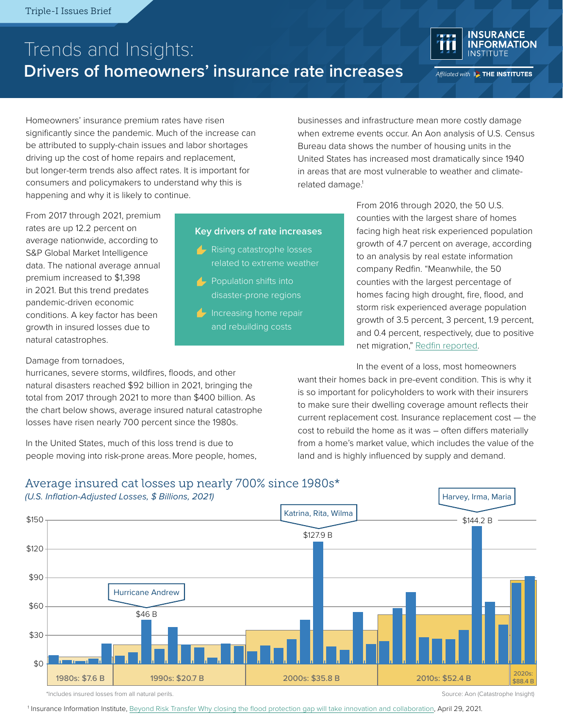Triple-I Issues Brief

# Trends and Insights:
## Drivers of homeowners' insurance rate increases

Homeowners' insurance premium rates have risen significantly since the pandemic. Much of the increase can be attributed to supply-chain issues and labor shortages driving up the cost of home repairs and replacement, but longer-term trends also affect rates. It is important for consumers and policymakers to understand why this is happening and why it is likely to continue.

From 2017 through 2021, premium rates are up 12.2 percent on average nationwide, according to S&P Global Market Intelligence data. The national average annual premium increased to $1,398 in 2021. But this trend predates pandemic-driven economic conditions. A key factor has been growth in insured losses due to natural catastrophes.

### Key drivers of rate increases

- Rising catastrophe losses related to extreme weather
- Population shifts into disaster-prone regions
- Increasing home repair and rebuilding costs

Damage from tornadoes, hurricanes, severe storms, wildfires, floods, and other natural disasters reached $92 billion in 2021, bringing the total from 2017 through 2021 to more than $400 billion. As the chart below shows, average insured natural catastrophe losses have risen nearly 700 percent since the 1980s.

In the United States, much of this loss trend is due to people moving into risk-prone areas. More people, homes, businesses and infrastructure mean more costly damage when extreme events occur. An Aon analysis of U.S. Census Bureau data shows the number of housing units in the United States has increased most dramatically since 1940 in areas that are most vulnerable to weather and climate-related damage.[1]

From 2016 through 2020, the 50 U.S. counties with the largest share of homes facing high heat risk experienced population growth of 4.7 percent on average, according to an analysis by real estate information company Redfin. "Meanwhile, the 50 counties with the largest percentage of homes facing high drought, fire, flood, and storm risk experienced average population growth of 3.5 percent, 3 percent, 1.9 percent, and 0.4 percent, respectively, due to positive net migration," Redfin reported.

In the event of a loss, most homeowners want their homes back in pre-event condition. This is why it is so important for policyholders to work with their insurers to make sure their dwelling coverage amount reflects their current replacement cost. Insurance replacement cost — the cost to rebuild the home as it was – often differs materially from a home's market value, which includes the value of the land and is highly influenced by supply and demand.

### Average insured cat losses up nearly 700% since 1980s*

*(U.S. Inflation-Adjusted Losses, $ Billions, 2021)*

| Decade | Average insured cat losses | Notable events |
|---|---|---|
| 1980s | $7.6 B | |
| 1990s | $20.7 B | Hurricane Andrew: $46 B |
| 2000s | $35.8 B | Katrina, Rita, Wilma: $127.9 B |
| 2010s | $52.4 B | Harvey, Irma, Maria: $144.2 B |
| 2020s | $88.4 B | |

*Includes insured losses from all natural perils.

Source: Aon (Catastrophe Insight)

[1] Insurance Information Institute, Beyond Risk Transfer Why closing the flood protection gap will take innovation and collaboration, April 29, 2021.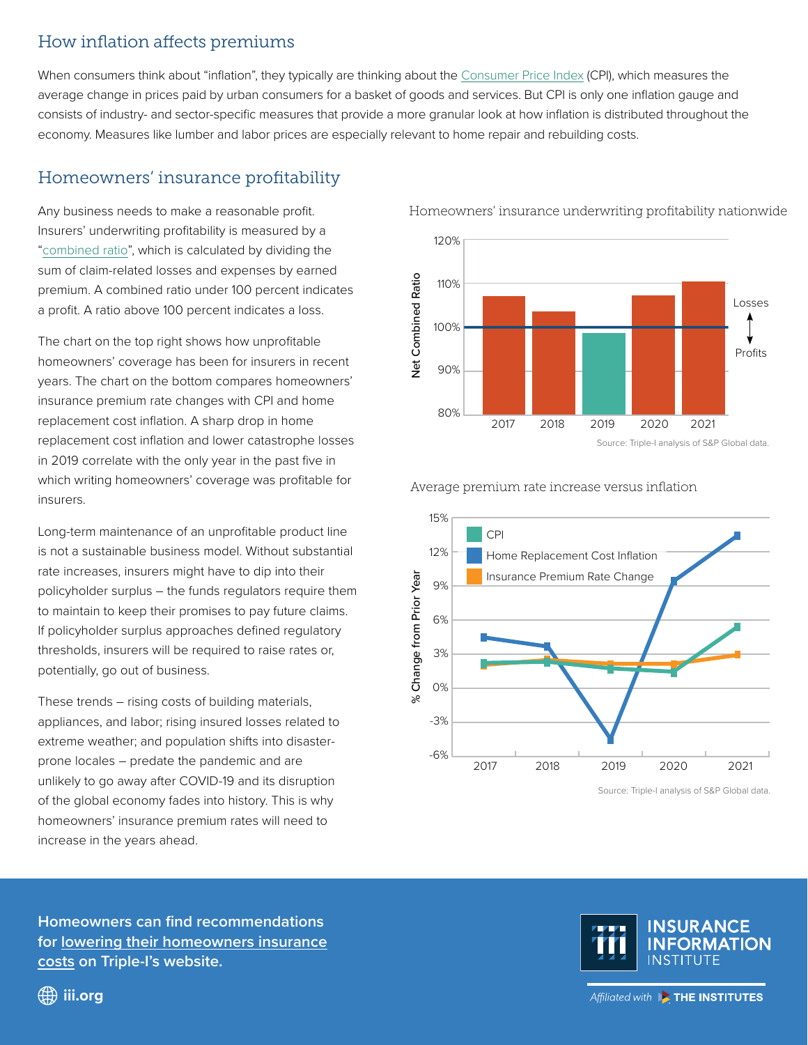## How inflation affects premiums

When consumers think about "inflation", they typically are thinking about the Consumer Price Index (CPI), which measures the average change in prices paid by urban consumers for a basket of goods and services. But CPI is only one inflation gauge and consists of industry- and sector-specific measures that provide a more granular look at how inflation is distributed throughout the economy. Measures like lumber and labor prices are especially relevant to home repair and rebuilding costs.

## Homeowners' insurance profitability

Any business needs to make a reasonable profit. Insurers' underwriting profitability is measured by a "combined ratio", which is calculated by dividing the sum of claim-related losses and expenses by earned premium. A combined ratio under 100 percent indicates a profit. A ratio above 100 percent indicates a loss.

The chart on the top right shows how unprofitable homeowners' coverage has been for insurers in recent years. The chart on the bottom compares homeowners' insurance premium rate changes with CPI and home replacement cost inflation. A sharp drop in home replacement cost inflation and lower catastrophe losses in 2019 correlate with the only year in the past five in which writing homeowners' coverage was profitable for insurers.

Long-term maintenance of an unprofitable product line is not a sustainable business model. Without substantial rate increases, insurers might have to dip into their policyholder surplus – the funds regulators require them to maintain to keep their promises to pay future claims. If policyholder surplus approaches defined regulatory thresholds, insurers will be required to raise rates or, potentially, go out of business.

These trends – rising costs of building materials, appliances, and labor; rising insured losses related to extreme weather; and population shifts into disaster-prone locales – predate the pandemic and are unlikely to go away after COVID-19 and its disruption of the global economy fades into history. This is why homeowners' insurance premium rates will need to increase in the years ahead.

Homeowners' insurance underwriting profitability nationwide

Net Combined Ratio

120%
110%
100%
90%
80%

2017 2018 2019 2020 2021

Losses
Profits

Source: Triple-I analysis of S&P Global data.

Average premium rate increase versus inflation

% Change from Prior Year

15%
12%
9%
6%
3%
0%
-3%
-6%

2017 2018 2019 2020 2021

CPI
Home Replacement Cost Inflation
Insurance Premium Rate Change

Source: Triple-I analysis of S&P Global data.

**Homeowners can find recommendations for lowering their homeowners insurance costs on Triple-I's website.**

**iii.org**

INSURANCE INFORMATION INSTITUTE

*Affiliated with* THE INSTITUTES